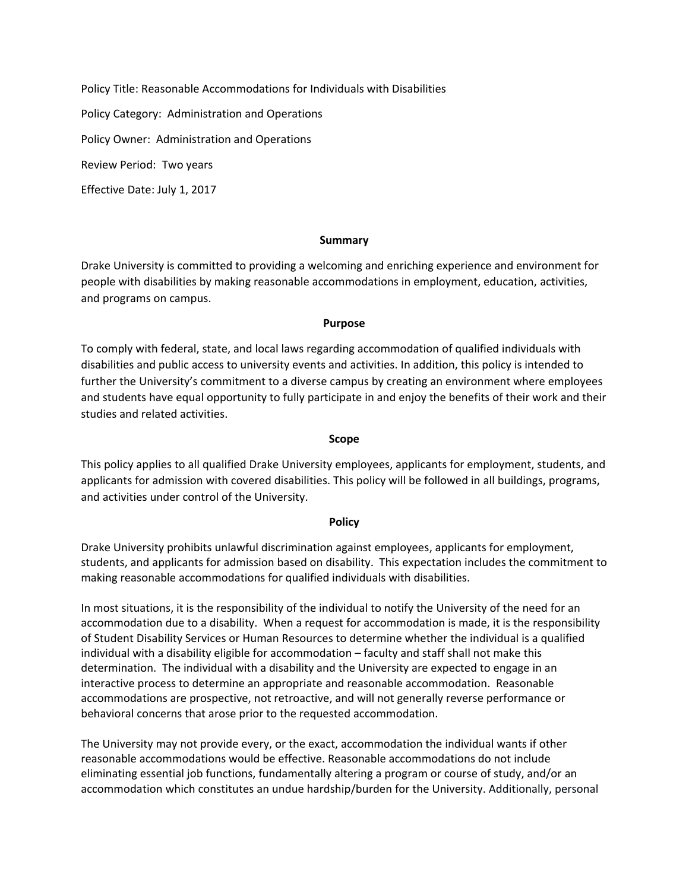Policy Title: Reasonable Accommodations for Individuals with Disabilities

Policy Category: Administration and Operations

Policy Owner: Administration and Operations

Review Period: Two years

Effective Date: July 1, 2017

## Summary

Drake University is committed to providing a welcoming and enriching experience and environment for people with disabilities by making reasonable accommodations in employment, education, activities, and programs on campus.

## Purpose

To comply with federal, state, and local laws regarding accommodation of qualified individuals with disabilities and public access to university events and activities. In addition, this policy is intended to further the University's commitment to a diverse campus by creating an environment where employees and students have equal opportunity to fully participate in and enjoy the benefits of their work and their studies and related activities.

## Scope

This policy applies to all qualified Drake University employees, applicants for employment, students, and applicants for admission with covered disabilities. This policy will be followed in all buildings, programs, and activities under control of the University.

## Policy

Drake University prohibits unlawful discrimination against employees, applicants for employment, students, and applicants for admission based on disability. This expectation includes the commitment to making reasonable accommodations for qualified individuals with disabilities.

In most situations, it is the responsibility of the individual to notify the University of the need for an accommodation due to a disability. When a request for accommodation is made, it is the responsibility of Student Disability Services or Human Resources to determine whether the individual is a qualified individual with a disability eligible for accommodation – faculty and staff shall not make this determination. The individual with a disability and the University are expected to engage in an interactive process to determine an appropriate and reasonable accommodation. Reasonable accommodations are prospective, not retroactive, and will not generally reverse performance or behavioral concerns that arose prior to the requested accommodation.

The University may not provide every, or the exact, accommodation the individual wants if other reasonable accommodations would be effective. Reasonable accommodations do not include eliminating essential job functions, fundamentally altering a program or course of study, and/or an accommodation which constitutes an undue hardship/burden for the University. Additionally, personal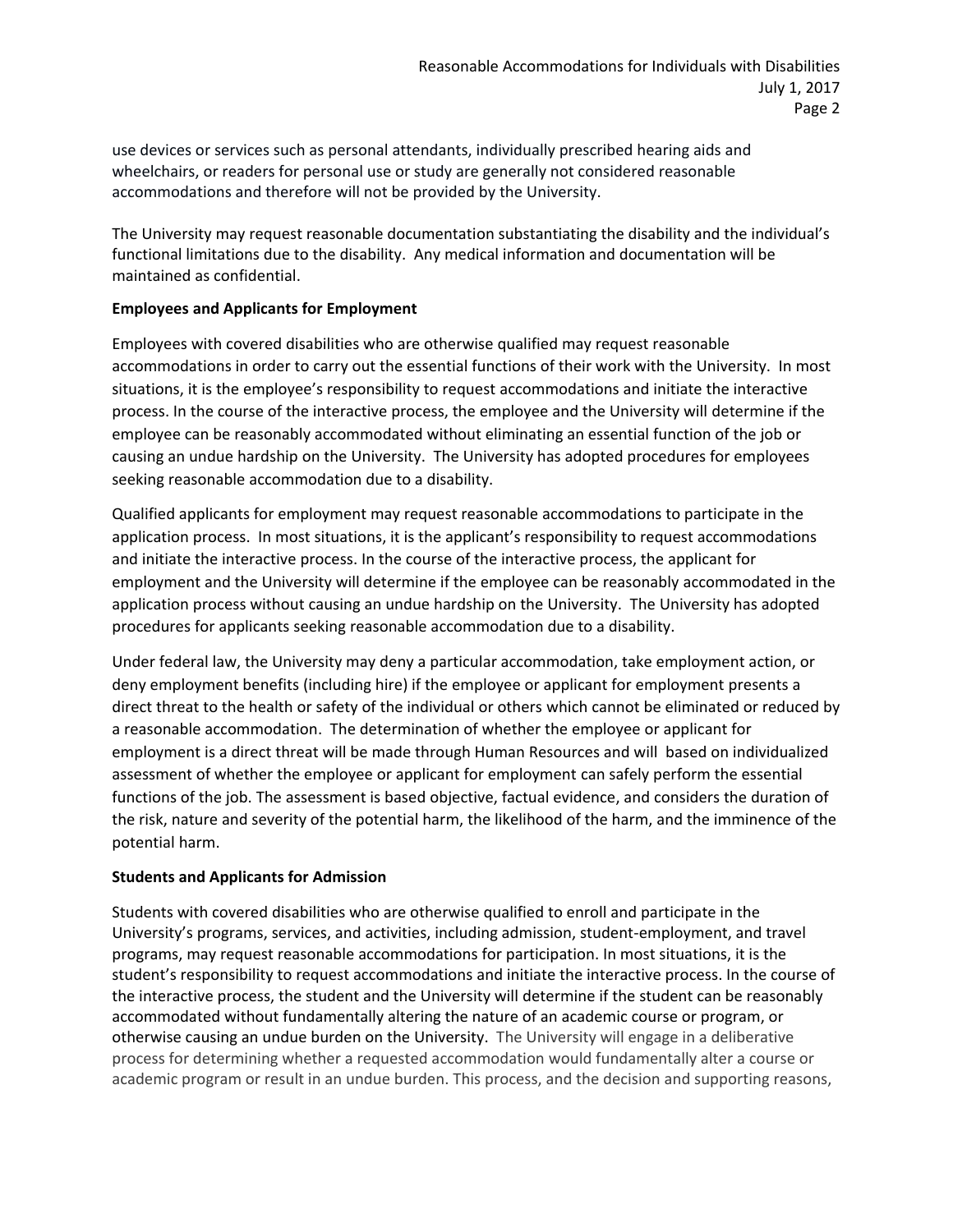use devices or services such as personal attendants, individually prescribed hearing aids and wheelchairs, or readers for personal use or study are generally not considered reasonable accommodations and therefore will not be provided by the University.

The University may request reasonable documentation substantiating the disability and the individual's functional limitations due to the disability. Any medical information and documentation will be maintained as confidential.

**Employees and Applicants for Employment**

Employees with covered disabilities who are otherwise qualified may request reasonable accommodations in order to carry out the essential functions of their work with the University. In most situations, it is the employee's responsibility to request accommodations and initiate the interactive process. In the course of the interactive process, the employee and the University will determine if the employee can be reasonably accommodated without eliminating an essential function of the job or causing an undue hardship on the University. The University has adopted procedures for employees seeking reasonable accommodation due to a disability.

Qualified applicants for employment may request reasonable accommodations to participate in the application process. In most situations, it is the applicant's responsibility to request accommodations and initiate the interactive process. In the course of the interactive process, the applicant for employment and the University will determine if the employee can be reasonably accommodated in the application process without causing an undue hardship on the University. The University has adopted procedures for applicants seeking reasonable accommodation due to a disability.

Under federal law, the University may deny a particular accommodation, take employment action, or deny employment benefits (including hire) if the employee or applicant for employment presents a direct threat to the health or safety of the individual or others which cannot be eliminated or reduced by a reasonable accommodation. The determination of whether the employee or applicant for employment is a direct threat will be made through Human Resources and will based on individualized assessment of whether the employee or applicant for employment can safely perform the essential functions of the job. The assessment is based objective, factual evidence, and considers the duration of the risk, nature and severity of the potential harm, the likelihood of the harm, and the imminence of the potential harm.

**Students and Applicants for Admission**

Students with covered disabilities who are otherwise qualified to enroll and participate in the University's programs, services, and activities, including admission, student-employment, and travel programs, may request reasonable accommodations for participation. In most situations, it is the student's responsibility to request accommodations and initiate the interactive process. In the course of the interactive process, the student and the University will determine if the student can be reasonably accommodated without fundamentally altering the nature of an academic course or program, or otherwise causing an undue burden on the University. The University will engage in a deliberative process for determining whether a requested accommodation would fundamentally alter a course or academic program or result in an undue burden. This process, and the decision and supporting reasons,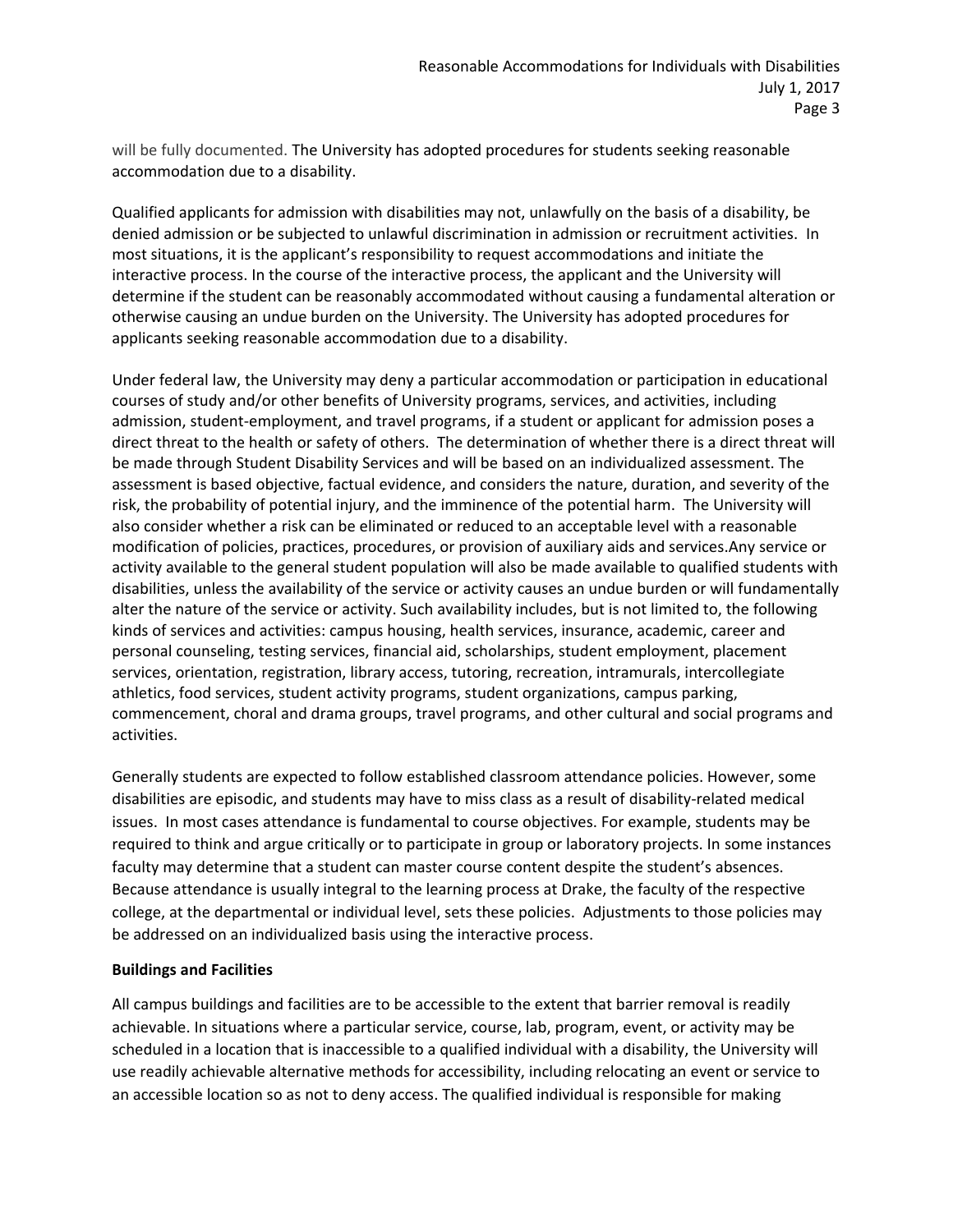will be fully documented. The University has adopted procedures for students seeking reasonable accommodation due to a disability.

Qualified applicants for admission with disabilities may not, unlawfully on the basis of a disability, be denied admission or be subjected to unlawful discrimination in admission or recruitment activities. In most situations, it is the applicant's responsibility to request accommodations and initiate the interactive process. In the course of the interactive process, the applicant and the University will determine if the student can be reasonably accommodated without causing a fundamental alteration or otherwise causing an undue burden on the University. The University has adopted procedures for applicants seeking reasonable accommodation due to a disability.

Under federal law, the University may deny a particular accommodation or participation in educational courses of study and/or other benefits of University programs, services, and activities, including admission, student-employment, and travel programs, if a student or applicant for admission poses a direct threat to the health or safety of others. The determination of whether there is a direct threat will be made through Student Disability Services and will be based on an individualized assessment. The assessment is based objective, factual evidence, and considers the nature, duration, and severity of the risk, the probability of potential injury, and the imminence of the potential harm. The University will also consider whether a risk can be eliminated or reduced to an acceptable level with a reasonable modification of policies, practices, procedures, or provision of auxiliary aids and services.Any service or activity available to the general student population will also be made available to qualified students with disabilities, unless the availability of the service or activity causes an undue burden or will fundamentally alter the nature of the service or activity. Such availability includes, but is not limited to, the following kinds of services and activities: campus housing, health services, insurance, academic, career and personal counseling, testing services, financial aid, scholarships, student employment, placement services, orientation, registration, library access, tutoring, recreation, intramurals, intercollegiate athletics, food services, student activity programs, student organizations, campus parking, commencement, choral and drama groups, travel programs, and other cultural and social programs and activities.

Generally students are expected to follow established classroom attendance policies. However, some disabilities are episodic, and students may have to miss class as a result of disability-related medical issues. In most cases attendance is fundamental to course objectives. For example, students may be required to think and argue critically or to participate in group or laboratory projects. In some instances faculty may determine that a student can master course content despite the student's absences. Because attendance is usually integral to the learning process at Drake, the faculty of the respective college, at the departmental or individual level, sets these policies. Adjustments to those policies may be addressed on an individualized basis using the interactive process.

**Buildings and Facilities**

All campus buildings and facilities are to be accessible to the extent that barrier removal is readily achievable. In situations where a particular service, course, lab, program, event, or activity may be scheduled in a location that is inaccessible to a qualified individual with a disability, the University will use readily achievable alternative methods for accessibility, including relocating an event or service to an accessible location so as not to deny access. The qualified individual is responsible for making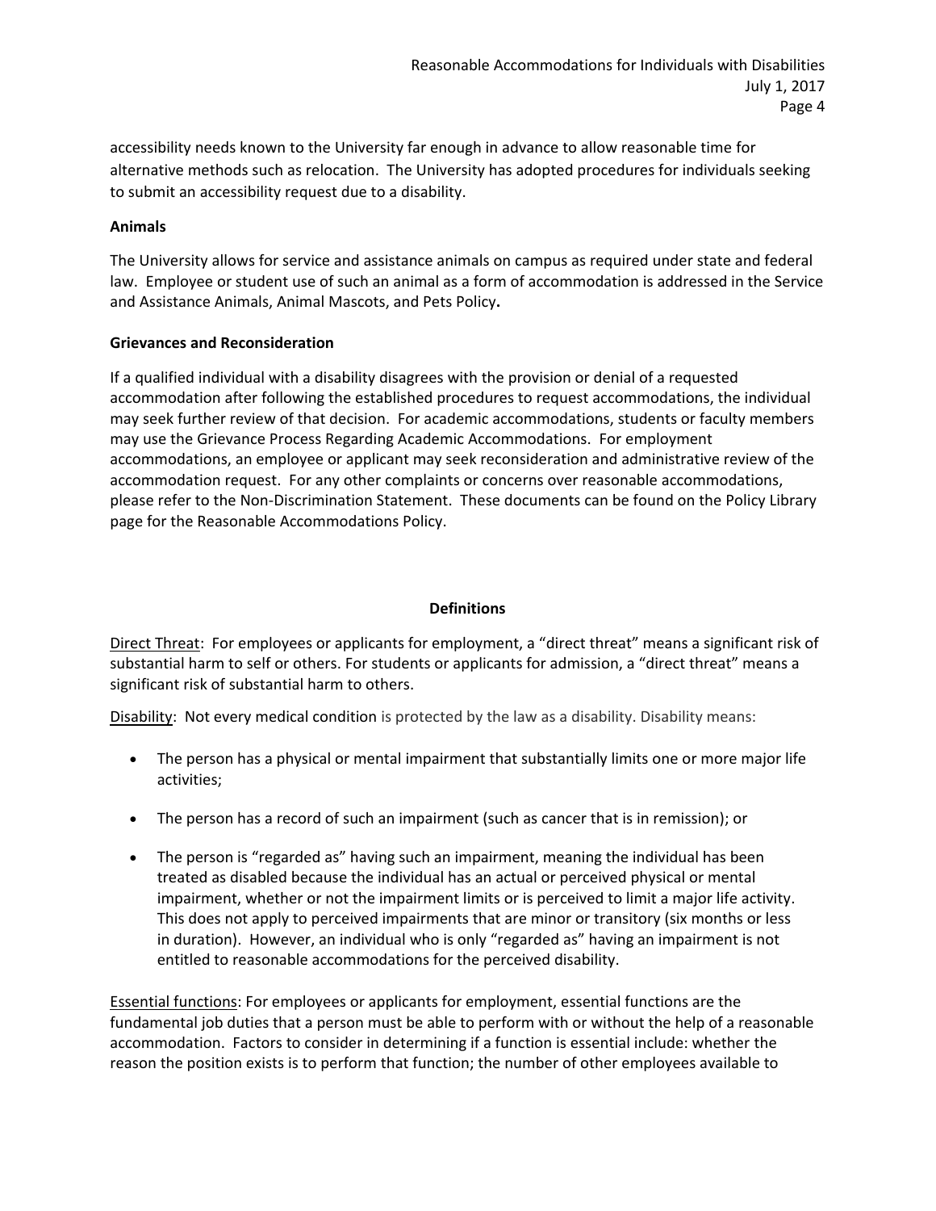accessibility needs known to the University far enough in advance to allow reasonable time for alternative methods such as relocation. The University has adopted procedures for individuals seeking to submit an accessibility request due to a disability.

**Animals**

The University allows for service and assistance animals on campus as required under state and federal law. Employee or student use of such an animal as a form of accommodation is addressed in the Service and Assistance Animals, Animal Mascots, and Pets Policy**.**

**Grievances and Reconsideration**

If a qualified individual with a disability disagrees with the provision or denial of a requested accommodation after following the established procedures to request accommodations, the individual may seek further review of that decision. For academic accommodations, students or faculty members may use the Grievance Process Regarding Academic Accommodations. For employment accommodations, an employee or applicant may seek reconsideration and administrative review of the accommodation request. For any other complaints or concerns over reasonable accommodations, please refer to the Non-Discrimination Statement. These documents can be found on the Policy Library page for the Reasonable Accommodations Policy.

## Definitions

Direct Threat: For employees or applicants for employment, a "direct threat" means a significant risk of substantial harm to self or others. For students or applicants for admission, a "direct threat" means a significant risk of substantial harm to others.

Disability: Not every medical condition is protected by the law as a disability. Disability means:

- The person has a physical or mental impairment that substantially limits one or more major life activities;
- The person has a record of such an impairment (such as cancer that is in remission); or
- The person is "regarded as" having such an impairment, meaning the individual has been treated as disabled because the individual has an actual or perceived physical or mental impairment, whether or not the impairment limits or is perceived to limit a major life activity. This does not apply to perceived impairments that are minor or transitory (six months or less in duration). However, an individual who is only "regarded as" having an impairment is not entitled to reasonable accommodations for the perceived disability.

Essential functions: For employees or applicants for employment, essential functions are the fundamental job duties that a person must be able to perform with or without the help of a reasonable accommodation. Factors to consider in determining if a function is essential include: whether the reason the position exists is to perform that function; the number of other employees available to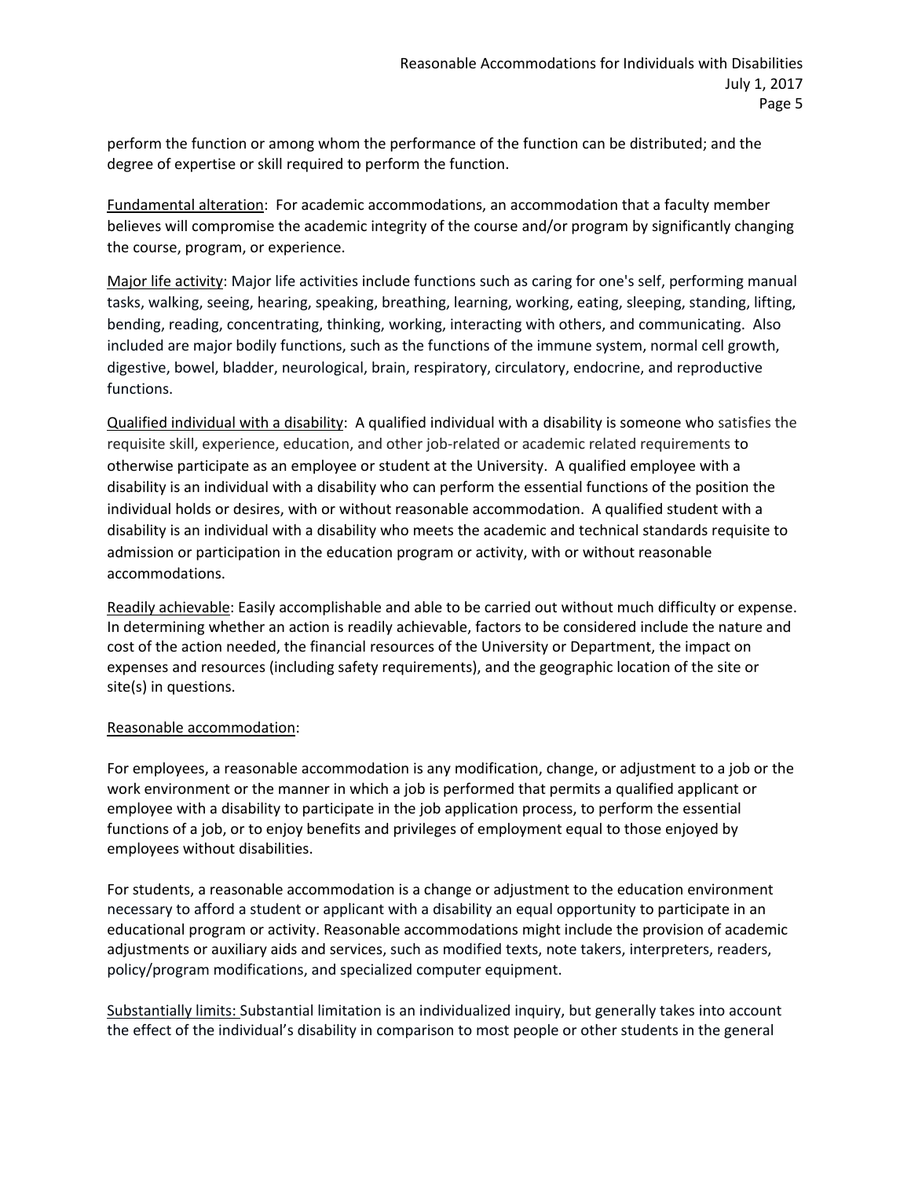perform the function or among whom the performance of the function can be distributed; and the degree of expertise or skill required to perform the function.

Fundamental alteration: For academic accommodations, an accommodation that a faculty member believes will compromise the academic integrity of the course and/or program by significantly changing the course, program, or experience.

Major life activity: Major life activities include functions such as caring for one's self, performing manual tasks, walking, seeing, hearing, speaking, breathing, learning, working, eating, sleeping, standing, lifting, bending, reading, concentrating, thinking, working, interacting with others, and communicating. Also included are major bodily functions, such as the functions of the immune system, normal cell growth, digestive, bowel, bladder, neurological, brain, respiratory, circulatory, endocrine, and reproductive functions.

Qualified individual with a disability: A qualified individual with a disability is someone who satisfies the requisite skill, experience, education, and other job-related or academic related requirements to otherwise participate as an employee or student at the University. A qualified employee with a disability is an individual with a disability who can perform the essential functions of the position the individual holds or desires, with or without reasonable accommodation. A qualified student with a disability is an individual with a disability who meets the academic and technical standards requisite to admission or participation in the education program or activity, with or without reasonable accommodations.

Readily achievable: Easily accomplishable and able to be carried out without much difficulty or expense. In determining whether an action is readily achievable, factors to be considered include the nature and cost of the action needed, the financial resources of the University or Department, the impact on expenses and resources (including safety requirements), and the geographic location of the site or site(s) in questions.

Reasonable accommodation:

For employees, a reasonable accommodation is any modification, change, or adjustment to a job or the work environment or the manner in which a job is performed that permits a qualified applicant or employee with a disability to participate in the job application process, to perform the essential functions of a job, or to enjoy benefits and privileges of employment equal to those enjoyed by employees without disabilities.

For students, a reasonable accommodation is a change or adjustment to the education environment necessary to afford a student or applicant with a disability an equal opportunity to participate in an educational program or activity. Reasonable accommodations might include the provision of academic adjustments or auxiliary aids and services, such as modified texts, note takers, interpreters, readers, policy/program modifications, and specialized computer equipment.

Substantially limits: Substantial limitation is an individualized inquiry, but generally takes into account the effect of the individual's disability in comparison to most people or other students in the general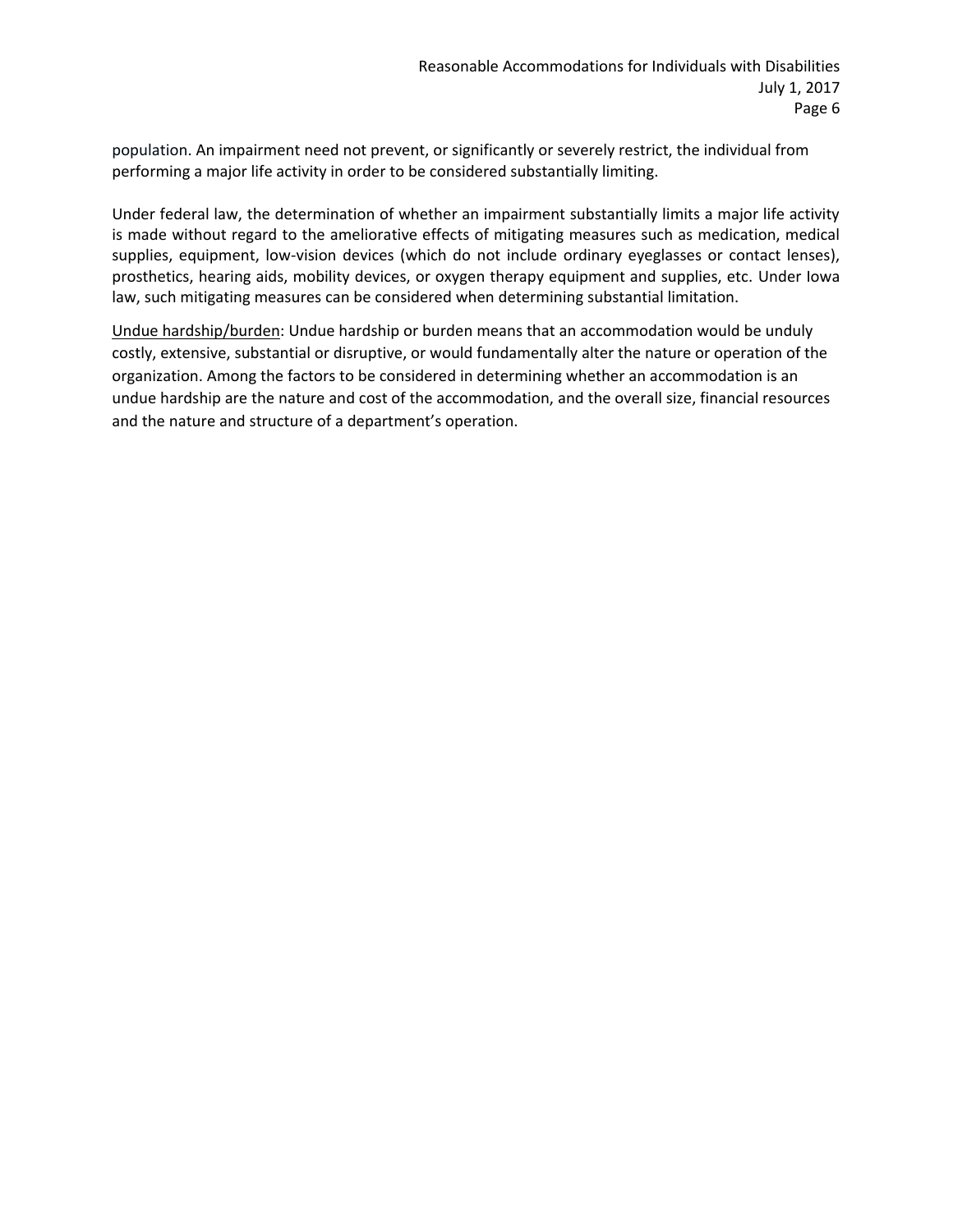population. An impairment need not prevent, or significantly or severely restrict, the individual from performing a major life activity in order to be considered substantially limiting.

Under federal law, the determination of whether an impairment substantially limits a major life activity is made without regard to the ameliorative effects of mitigating measures such as medication, medical supplies, equipment, low-vision devices (which do not include ordinary eyeglasses or contact lenses), prosthetics, hearing aids, mobility devices, or oxygen therapy equipment and supplies, etc. Under Iowa law, such mitigating measures can be considered when determining substantial limitation.

<u>Undue hardship/burden</u>: Undue hardship or burden means that an accommodation would be unduly costly, extensive, substantial or disruptive, or would fundamentally alter the nature or operation of the organization. Among the factors to be considered in determining whether an accommodation is an undue hardship are the nature and cost of the accommodation, and the overall size, financial resources and the nature and structure of a department's operation.